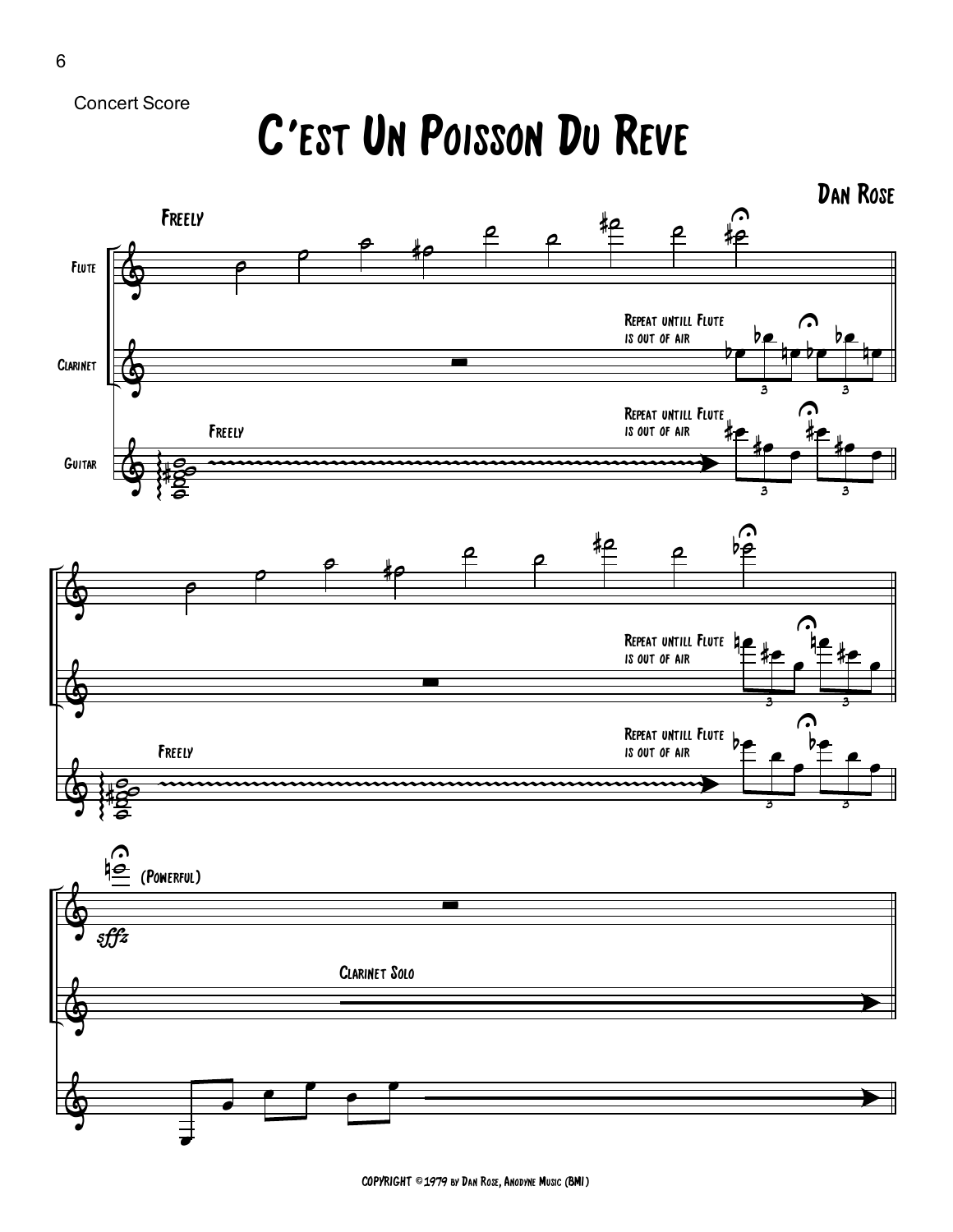Concert Score

# C'est Un Poisson Du Reve

**Dan Rose**

COPYRIGHT ©1979 by Dan Rose, Anodyne Music (BMI)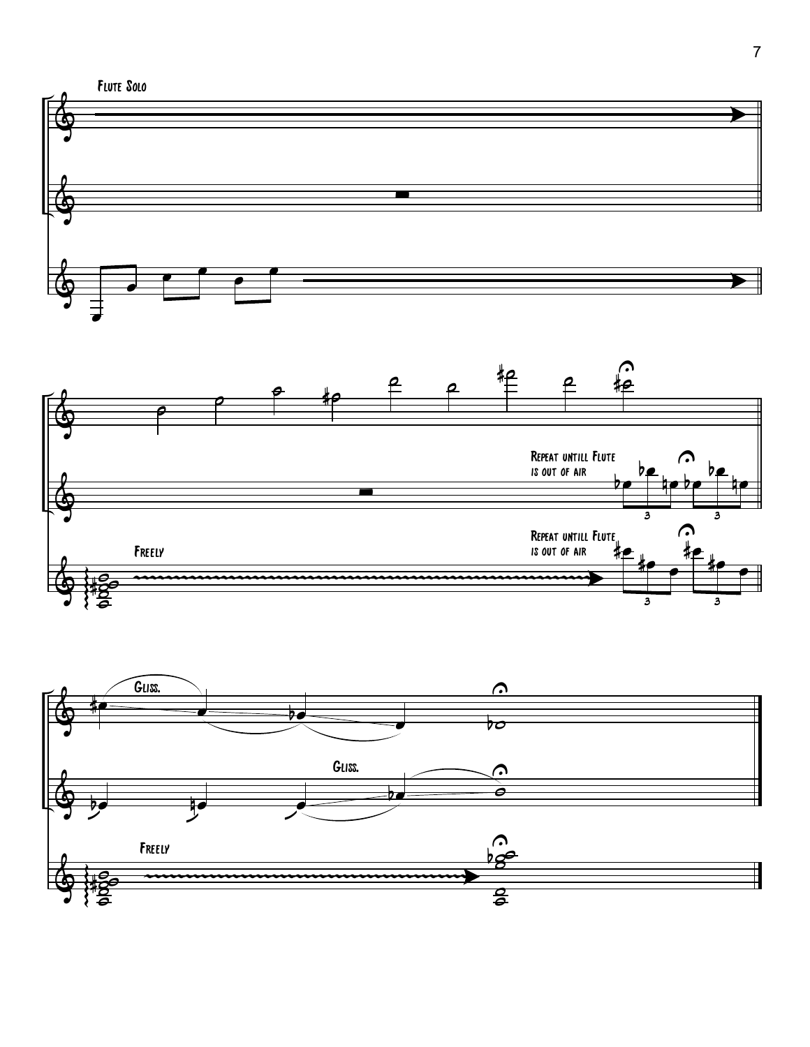Flute Solo

Repeat untill Flute is out of air

Freely

Repeat untill Flute is out of air

Gliss.

Gliss.

Freely